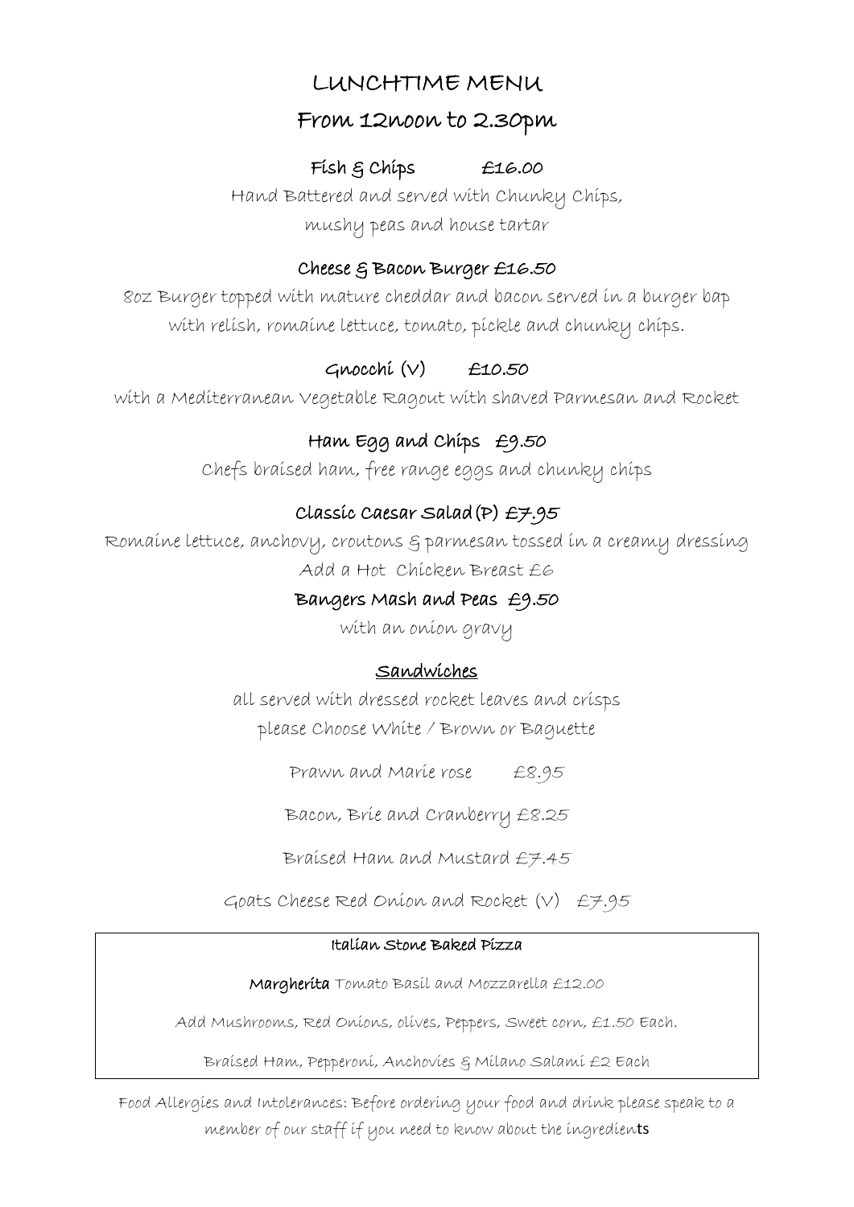# LUNCHTIME MENU

## From 12noon to 2.30pm

**Fish & Chips £16.00**

Hand Battered and served with Chunky Chips, mushy peas and house tartar

**Cheese & Bacon Burger £16.50**

8oz Burger topped with mature cheddar and bacon served in a burger bap with relish, romaine lettuce, tomato, pickle and chunky chips.

**Gnocchi (V) £10.50**

with a Mediterranean Vegetable Ragout with shaved Parmesan and Rocket

**Ham Egg and Chips £9.50**

Chefs braised ham, free range eggs and chunky chips

**Classic Caesar Salad (P) £7.95**

Romaine lettuce, anchovy, croutons & parmesan tossed in a creamy dressing

Add a Hot Chicken Breast £6

**Bangers Mash and Peas £9.50**

with an onion gravy

**<u>Sandwiches</u>**

all served with dressed rocket leaves and crisps

please Choose White / Brown or Baguette

Prawn and Marie rose £8.95

Bacon, Brie and Cranberry £8.25

Braised Ham and Mustard £7.45

Goats Cheese Red Onion and Rocket (V) £7.95

**Italian Stone Baked Pizza**

**Margherita** Tomato Basil and Mozzarella £12.00

Add Mushrooms, Red Onions, olives, Peppers, Sweet corn, £1.50 Each.

Braised Ham, Pepperoni, Anchovies & Milano Salami £2 Each

Food Allergies and Intolerances: Before ordering your food and drink please speak to a member of our staff if you need to know about the ingredients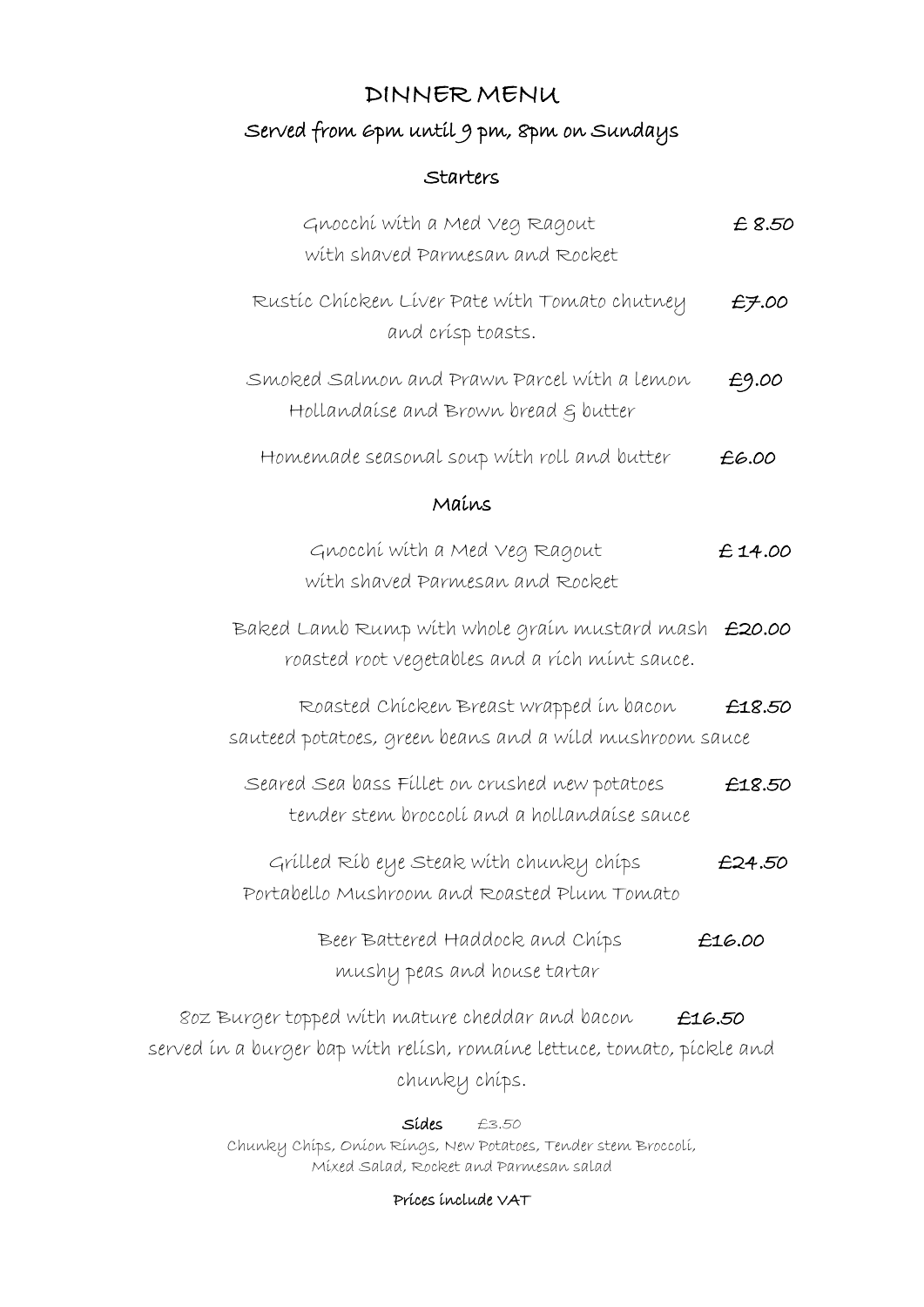# DINNER MENU

## Served from 6pm until 9 pm, 8pm on Sundays

### Starters

Gnocchi with a Med Veg Ragout with shaved Parmesan and Rocket — £ 8.50

Rustic Chicken Liver Pate with Tomato chutney and crisp toasts. — £7.00

Smoked Salmon and Prawn Parcel with a lemon Hollandaise and Brown bread & butter — £9.00

Homemade seasonal soup with roll and butter — £6.00

### Mains

Gnocchi with a Med Veg Ragout with shaved Parmesan and Rocket — £ 14.00

Baked Lamb Rump with whole grain mustard mash roasted root vegetables and a rich mint sauce. — £20.00

Roasted Chicken Breast wrapped in bacon sauteed potatoes, green beans and a wild mushroom sauce — £18.50

Seared Sea bass Fillet on crushed new potatoes tender stem broccoli and a hollandaise sauce — £18.50

Grilled Rib eye Steak with chunky chips Portabello Mushroom and Roasted Plum Tomato — £24.50

Beer Battered Haddock and Chips mushy peas and house tartar — £16.00

8oz Burger topped with mature cheddar and bacon served in a burger bap with relish, romaine lettuce, tomato, pickle and chunky chips. — £16.50

**Sides** £3.50

Chunky Chips, Onion Rings, New Potatoes, Tender stem Broccoli, Mixed Salad, Rocket and Parmesan salad

**Prices include VAT**